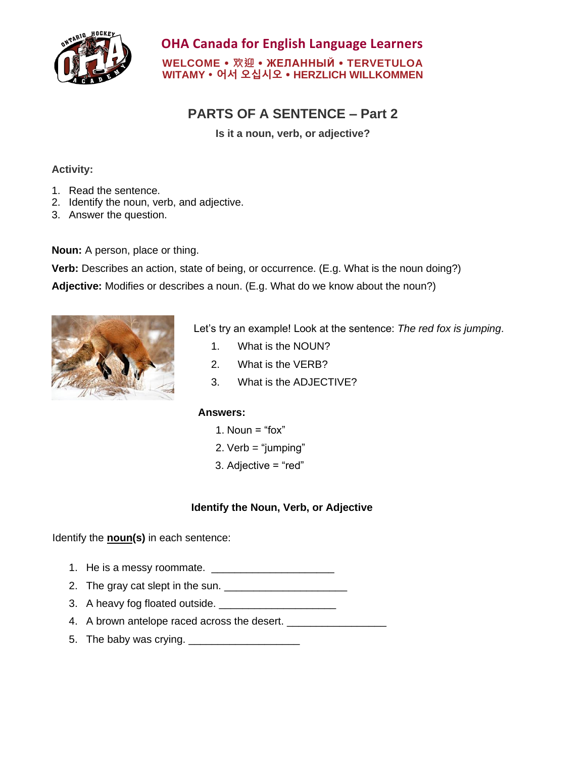# OHA Canada for English Language Learners

**WELCOME • 欢迎 • ЖЕЛАННЫЙ • TERVETULOA**
**WITAMY • 어서 오십시오 • HERZLICH WILLKOMMEN**

## PARTS OF A SENTENCE – Part 2

**Is it a noun, verb, or adjective?**

**Activity:**

1. Read the sentence.
2. Identify the noun, verb, and adjective.
3. Answer the question.

**Noun:** A person, place or thing.

**Verb:** Describes an action, state of being, or occurrence. (E.g. What is the noun doing?)

**Adjective:** Modifies or describes a noun. (E.g. What do we know about the noun?)

Let's try an example! Look at the sentence: *The red fox is jumping*.

1. What is the NOUN?
2. What is the VERB?
3. What is the ADJECTIVE?

**Answers:**

1. Noun = "fox"
2. Verb = "jumping"
3. Adjective = "red"

### Identify the Noun, Verb, or Adjective

Identify the **noun(s)** in each sentence:

1. He is a messy roommate. ____________________
2. The gray cat slept in the sun. ____________________
3. A heavy fog floated outside. ____________________
4. A brown antelope raced across the desert. ________________
5. The baby was crying. __________________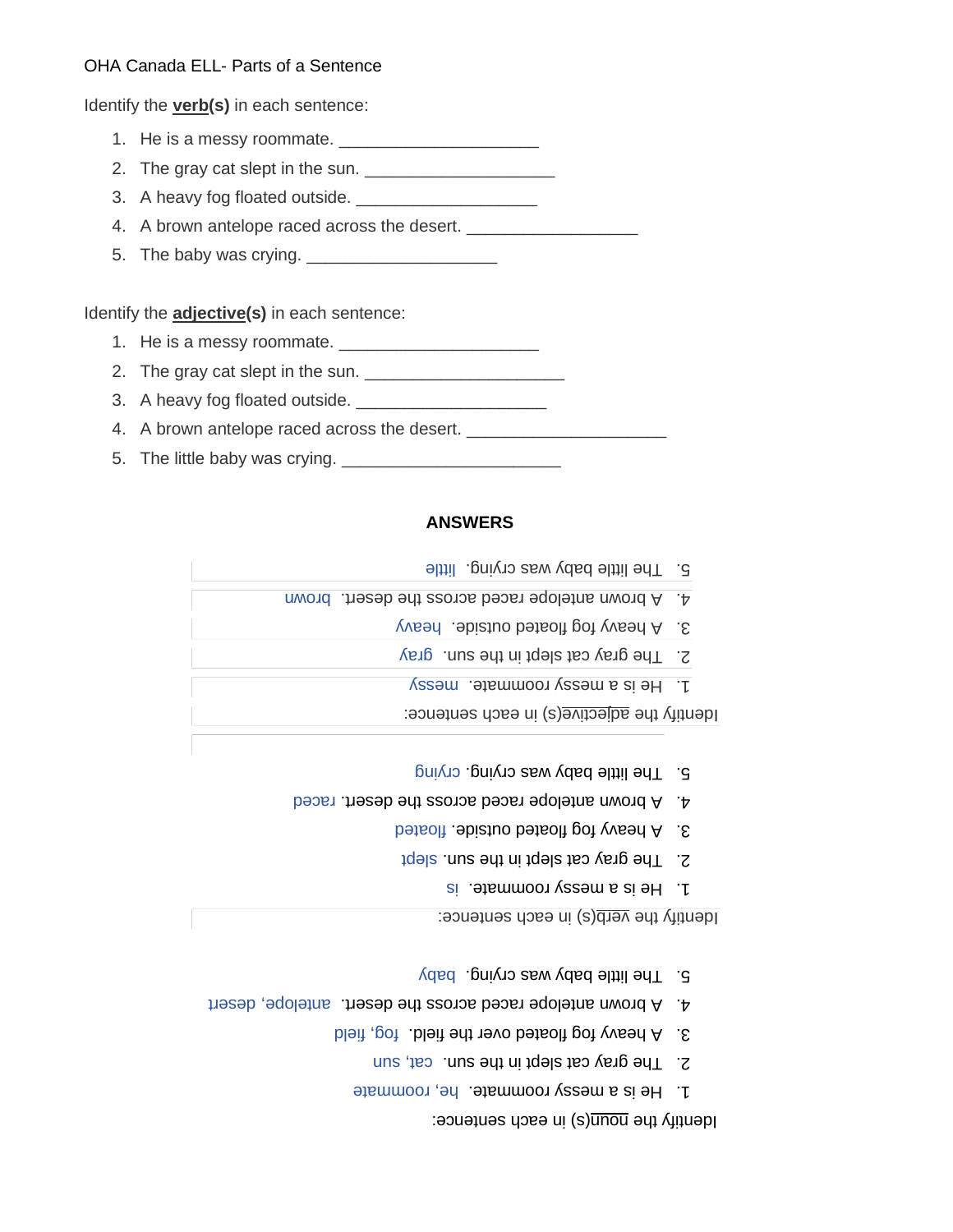OHA Canada ELL- Parts of a Sentence

Identify the **verb(s)** in each sentence:

1. He is a messy roommate. ____________________
2. The gray cat slept in the sun. ____________________
3. A heavy fog floated outside. ____________________
4. A brown antelope raced across the desert. ____________________
5. The baby was crying. ____________________

Identify the **adjective(s)** in each sentence:

1. He is a messy roommate. ____________________
2. The gray cat slept in the sun. ____________________
3. A heavy fog floated outside. ____________________
4. A brown antelope raced across the desert. ____________________
5. The little baby was crying. ____________________

## ANSWERS

Identify the noun(s) in each sentence:

1. He is a messy roommate. he, roommate
2. The gray cat slept in the sun. cat, sun
3. A heavy fog floated over the field. fog, field
4. A brown antelope raced across the desert. antelope, desert
5. The little baby was crying. baby

Identify the verb(s) in each sentence:

1. He is a messy roommate. is
2. The gray cat slept in the sun. slept
3. A heavy fog floated outside. floated
4. A brown antelope raced across the desert. raced
5. The little baby was crying. crying

Identify the adjective(s) in each sentence:

1. He is a messy roommate. messy
2. The gray cat slept in the sun. gray
3. A heavy fog floated outside. heavy
4. A brown antelope raced across the desert. brown
5. The little baby was crying. little